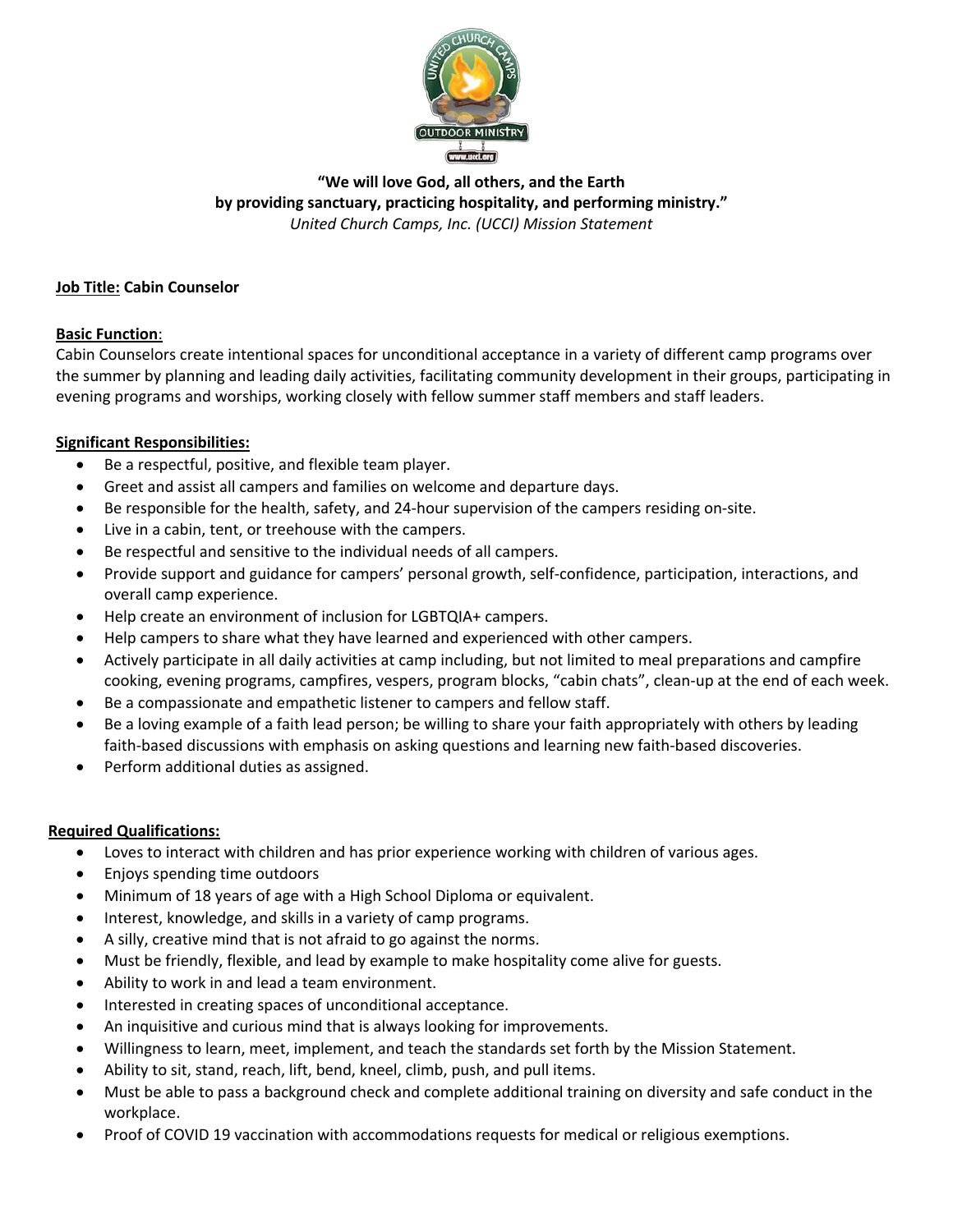**"We will love God, all others, and the Earth**
**by providing sanctuary, practicing hospitality, and performing ministry."**
*United Church Camps, Inc. (UCCI) Mission Statement*

**Job Title: Cabin Counselor**

**Basic Function**:
Cabin Counselors create intentional spaces for unconditional acceptance in a variety of different camp programs over the summer by planning and leading daily activities, facilitating community development in their groups, participating in evening programs and worships, working closely with fellow summer staff members and staff leaders.

**Significant Responsibilities:**

- Be a respectful, positive, and flexible team player.
- Greet and assist all campers and families on welcome and departure days.
- Be responsible for the health, safety, and 24-hour supervision of the campers residing on-site.
- Live in a cabin, tent, or treehouse with the campers.
- Be respectful and sensitive to the individual needs of all campers.
- Provide support and guidance for campers' personal growth, self-confidence, participation, interactions, and overall camp experience.
- Help create an environment of inclusion for LGBTQIA+ campers.
- Help campers to share what they have learned and experienced with other campers.
- Actively participate in all daily activities at camp including, but not limited to meal preparations and campfire cooking, evening programs, campfires, vespers, program blocks, "cabin chats", clean-up at the end of each week.
- Be a compassionate and empathetic listener to campers and fellow staff.
- Be a loving example of a faith lead person; be willing to share your faith appropriately with others by leading faith-based discussions with emphasis on asking questions and learning new faith-based discoveries.
- Perform additional duties as assigned.

**Required Qualifications:**

- Loves to interact with children and has prior experience working with children of various ages.
- Enjoys spending time outdoors
- Minimum of 18 years of age with a High School Diploma or equivalent.
- Interest, knowledge, and skills in a variety of camp programs.
- A silly, creative mind that is not afraid to go against the norms.
- Must be friendly, flexible, and lead by example to make hospitality come alive for guests.
- Ability to work in and lead a team environment.
- Interested in creating spaces of unconditional acceptance.
- An inquisitive and curious mind that is always looking for improvements.
- Willingness to learn, meet, implement, and teach the standards set forth by the Mission Statement.
- Ability to sit, stand, reach, lift, bend, kneel, climb, push, and pull items.
- Must be able to pass a background check and complete additional training on diversity and safe conduct in the workplace.
- Proof of COVID 19 vaccination with accommodations requests for medical or religious exemptions.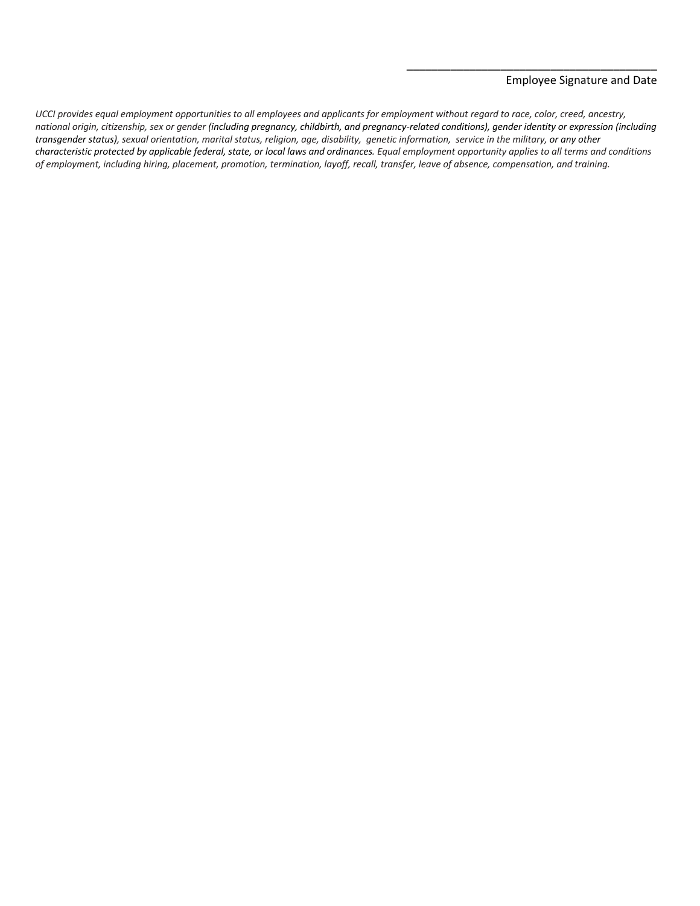\_\_\_\_\_\_\_\_\_\_\_\_\_\_\_\_\_\_\_\_\_\_\_\_\_\_\_\_\_\_\_\_\_\_\_\_\_\_\_\_\_\_

Employee Signature and Date

*UCCI provides equal employment opportunities to all employees and applicants for employment without regard to race, color, creed, ancestry, national origin, citizenship, sex or gender (including pregnancy, childbirth, and pregnancy-related conditions), gender identity or expression (including transgender status), sexual orientation, marital status, religion, age, disability, genetic information, service in the military, or any other characteristic protected by applicable federal, state, or local laws and ordinances. Equal employment opportunity applies to all terms and conditions of employment, including hiring, placement, promotion, termination, layoff, recall, transfer, leave of absence, compensation, and training.*